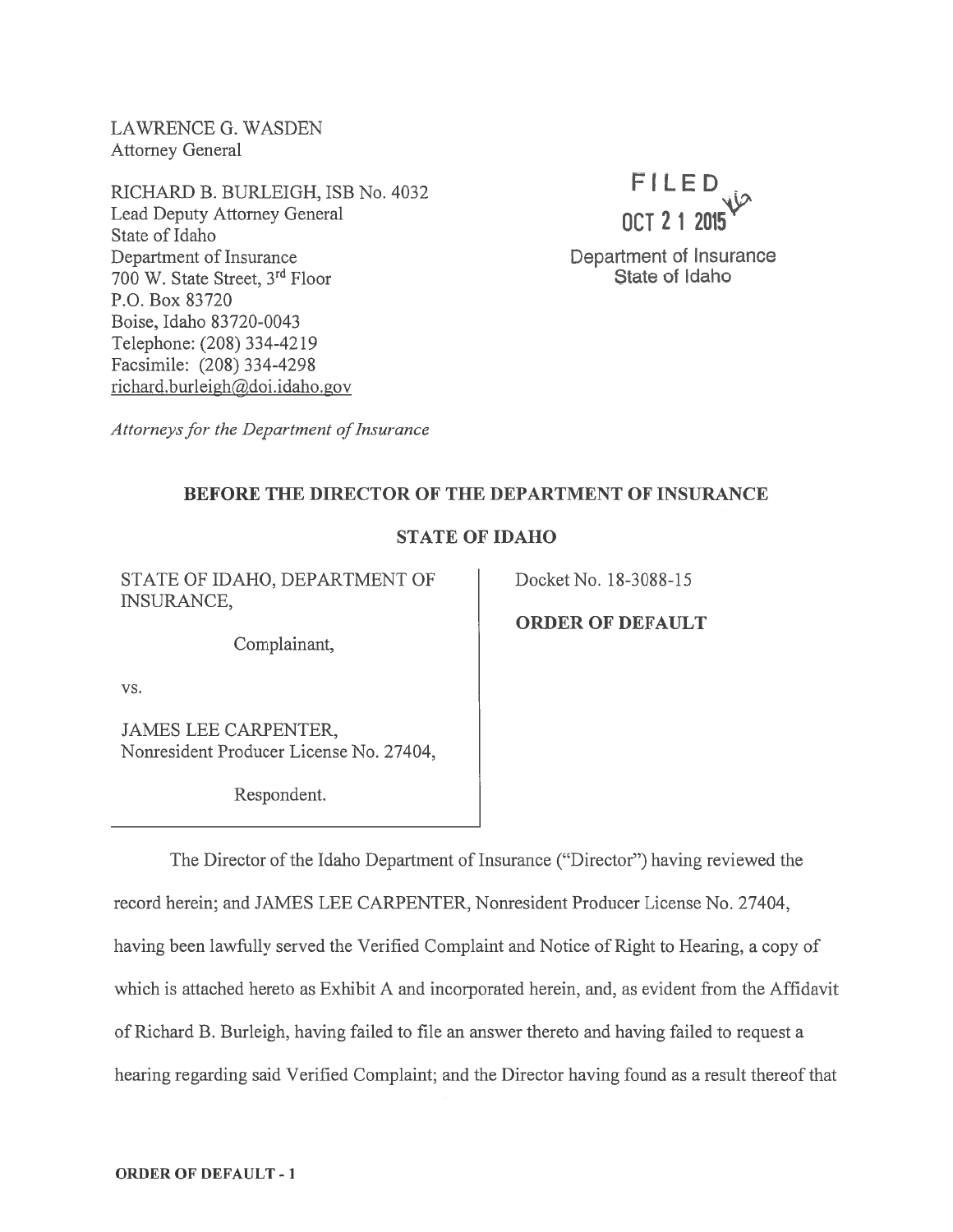LAWRENCE G. WASDEN
Attorney General

RICHARD B. BURLEIGH, ISB No. 4032
Lead Deputy Attorney General
State of Idaho
Department of Insurance
700 W. State Street, 3rd Floor
P.O. Box 83720
Boise, Idaho 83720-0043
Telephone: (208) 334-4219
Facsimile: (208) 334-4298
richard.burleigh@doi.idaho.gov

*Attorneys for the Department of Insurance*

FILED
OCT 2 1 2015
Department of Insurance
State of Idaho

**BEFORE THE DIRECTOR OF THE DEPARTMENT OF INSURANCE**

**STATE OF IDAHO**

| | |
|---|---|
| STATE OF IDAHO, DEPARTMENT OF INSURANCE,<br><br>Complainant,<br><br>vs.<br><br>JAMES LEE CARPENTER, Nonresident Producer License No. 27404,<br><br>Respondent. | Docket No. 18-3088-15<br><br>**ORDER OF DEFAULT** |

The Director of the Idaho Department of Insurance ("Director") having reviewed the record herein; and JAMES LEE CARPENTER, Nonresident Producer License No. 27404, having been lawfully served the Verified Complaint and Notice of Right to Hearing, a copy of which is attached hereto as Exhibit A and incorporated herein, and, as evident from the Affidavit of Richard B. Burleigh, having failed to file an answer thereto and having failed to request a hearing regarding said Verified Complaint; and the Director having found as a result thereof that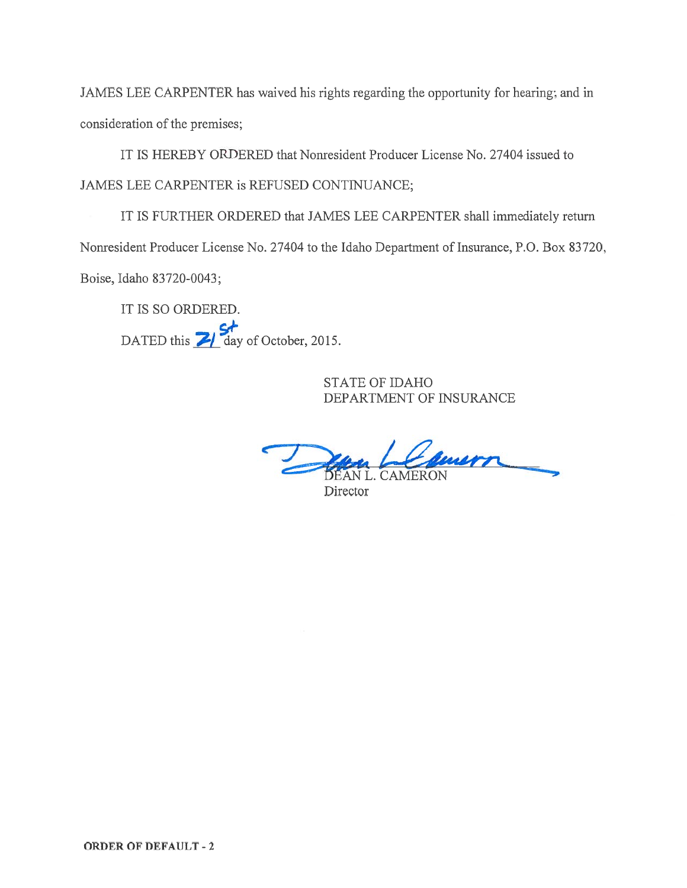JAMES LEE CARPENTER has waived his rights regarding the opportunity for hearing; and in consideration of the premises;

IT IS HEREBY ORDERED that Nonresident Producer License No. 27404 issued to JAMES LEE CARPENTER is REFUSED CONTINUANCE;

IT IS FURTHER ORDERED that JAMES LEE CARPENTER shall immediately return Nonresident Producer License No. 27404 to the Idaho Department of Insurance, P.O. Box 83720, Boise, Idaho 83720-0043;

IT IS SO ORDERED.

DATED this 21st day of October, 2015.

STATE OF IDAHO
DEPARTMENT OF INSURANCE

DEAN L. CAMERON
Director

**ORDER OF DEFAULT - 2**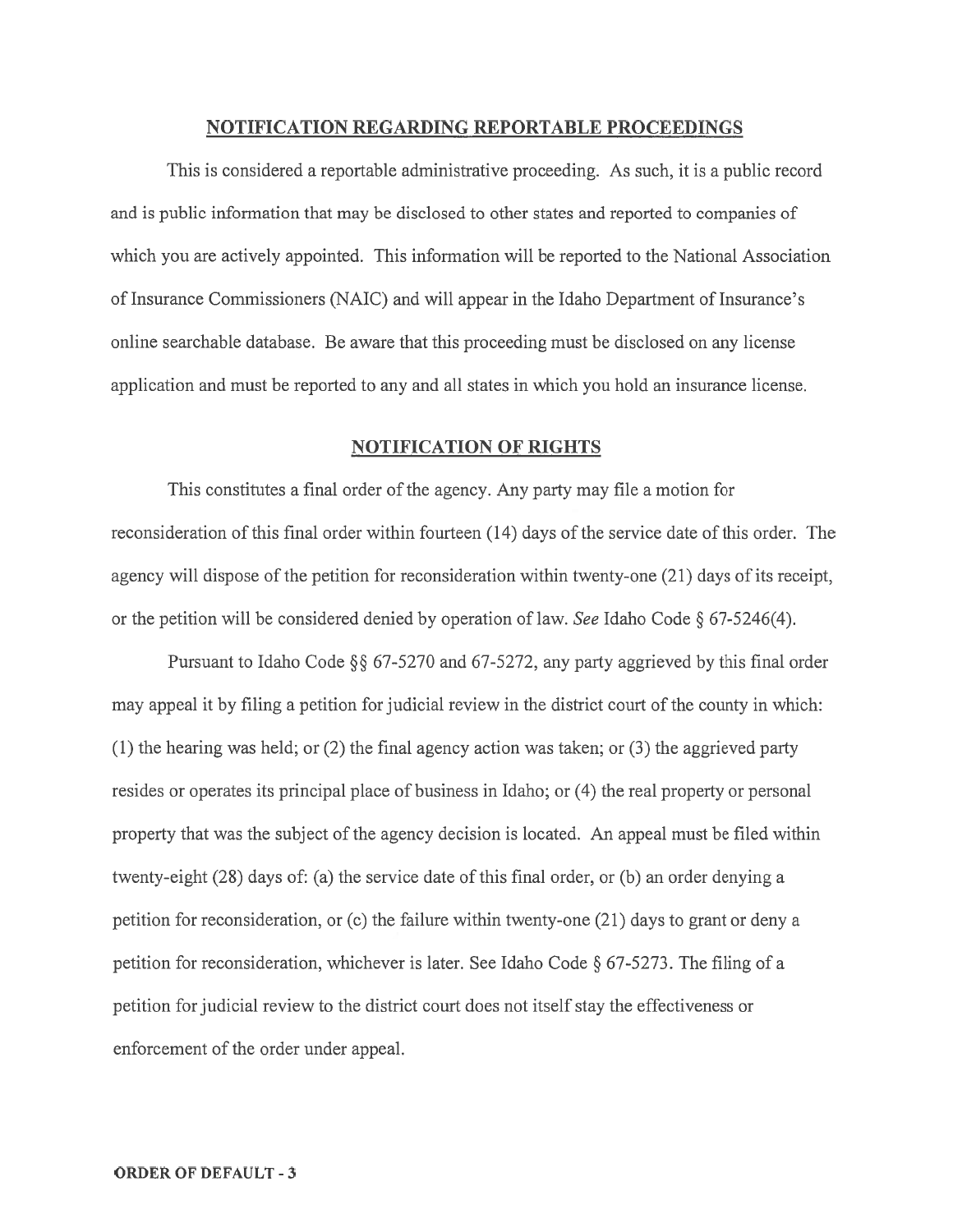## NOTIFICATION REGARDING REPORTABLE PROCEEDINGS

This is considered a reportable administrative proceeding. As such, it is a public record and is public information that may be disclosed to other states and reported to companies of which you are actively appointed. This information will be reported to the National Association of Insurance Commissioners (NAIC) and will appear in the Idaho Department of Insurance's online searchable database. Be aware that this proceeding must be disclosed on any license application and must be reported to any and all states in which you hold an insurance license.

## NOTIFICATION OF RIGHTS

This constitutes a final order of the agency. Any party may file a motion for reconsideration of this final order within fourteen (14) days of the service date of this order. The agency will dispose of the petition for reconsideration within twenty-one (21) days of its receipt, or the petition will be considered denied by operation of law. *See* Idaho Code § 67-5246(4).

Pursuant to Idaho Code §§ 67-5270 and 67-5272, any party aggrieved by this final order may appeal it by filing a petition for judicial review in the district court of the county in which: (1) the hearing was held; or (2) the final agency action was taken; or (3) the aggrieved party resides or operates its principal place of business in Idaho; or (4) the real property or personal property that was the subject of the agency decision is located. An appeal must be filed within twenty-eight (28) days of: (a) the service date of this final order, or (b) an order denying a petition for reconsideration, or (c) the failure within twenty-one (21) days to grant or deny a petition for reconsideration, whichever is later. See Idaho Code § 67-5273. The filing of a petition for judicial review to the district court does not itself stay the effectiveness or enforcement of the order under appeal.

**ORDER OF DEFAULT - 3**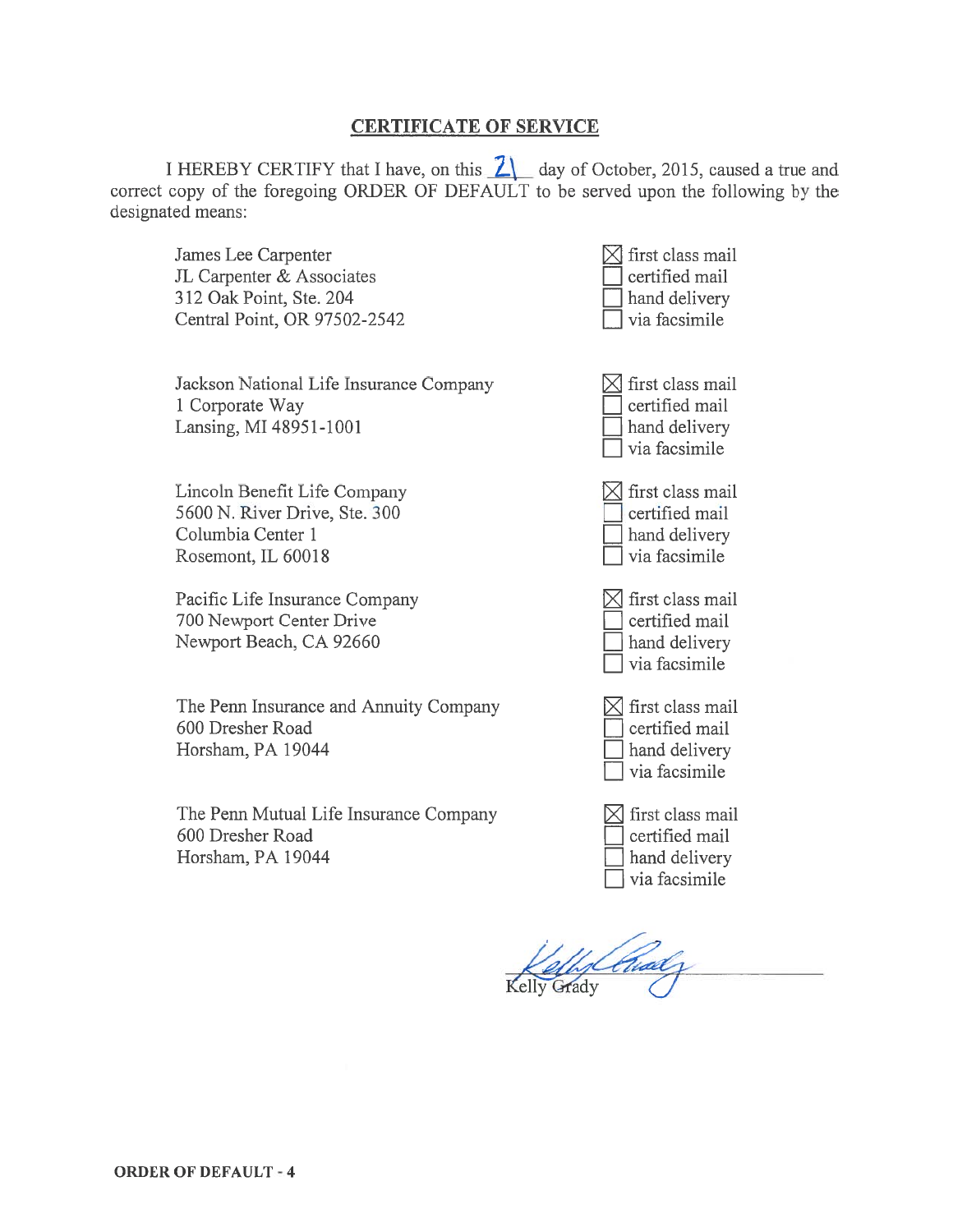## CERTIFICATE OF SERVICE

I HEREBY CERTIFY that I have, on this 21 day of October, 2015, caused a true and correct copy of the foregoing ORDER OF DEFAULT to be served upon the following by the designated means:

| Recipient | Means of Service |
|---|---|
| James Lee Carpenter<br>JL Carpenter & Associates<br>312 Oak Point, Ste. 204<br>Central Point, OR 97502-2542 | ☒ first class mail<br>☐ certified mail<br>☐ hand delivery<br>☐ via facsimile |
| Jackson National Life Insurance Company<br>1 Corporate Way<br>Lansing, MI 48951-1001 | ☒ first class mail<br>☐ certified mail<br>☐ hand delivery<br>☐ via facsimile |
| Lincoln Benefit Life Company<br>5600 N. River Drive, Ste. 300<br>Columbia Center 1<br>Rosemont, IL 60018 | ☒ first class mail<br>☐ certified mail<br>☐ hand delivery<br>☐ via facsimile |
| Pacific Life Insurance Company<br>700 Newport Center Drive<br>Newport Beach, CA 92660 | ☒ first class mail<br>☐ certified mail<br>☐ hand delivery<br>☐ via facsimile |
| The Penn Insurance and Annuity Company<br>600 Dresher Road<br>Horsham, PA 19044 | ☒ first class mail<br>☐ certified mail<br>☐ hand delivery<br>☐ via facsimile |
| The Penn Mutual Life Insurance Company<br>600 Dresher Road<br>Horsham, PA 19044 | ☒ first class mail<br>☐ certified mail<br>☐ hand delivery<br>☐ via facsimile |

Kelly Grady

**ORDER OF DEFAULT - 4**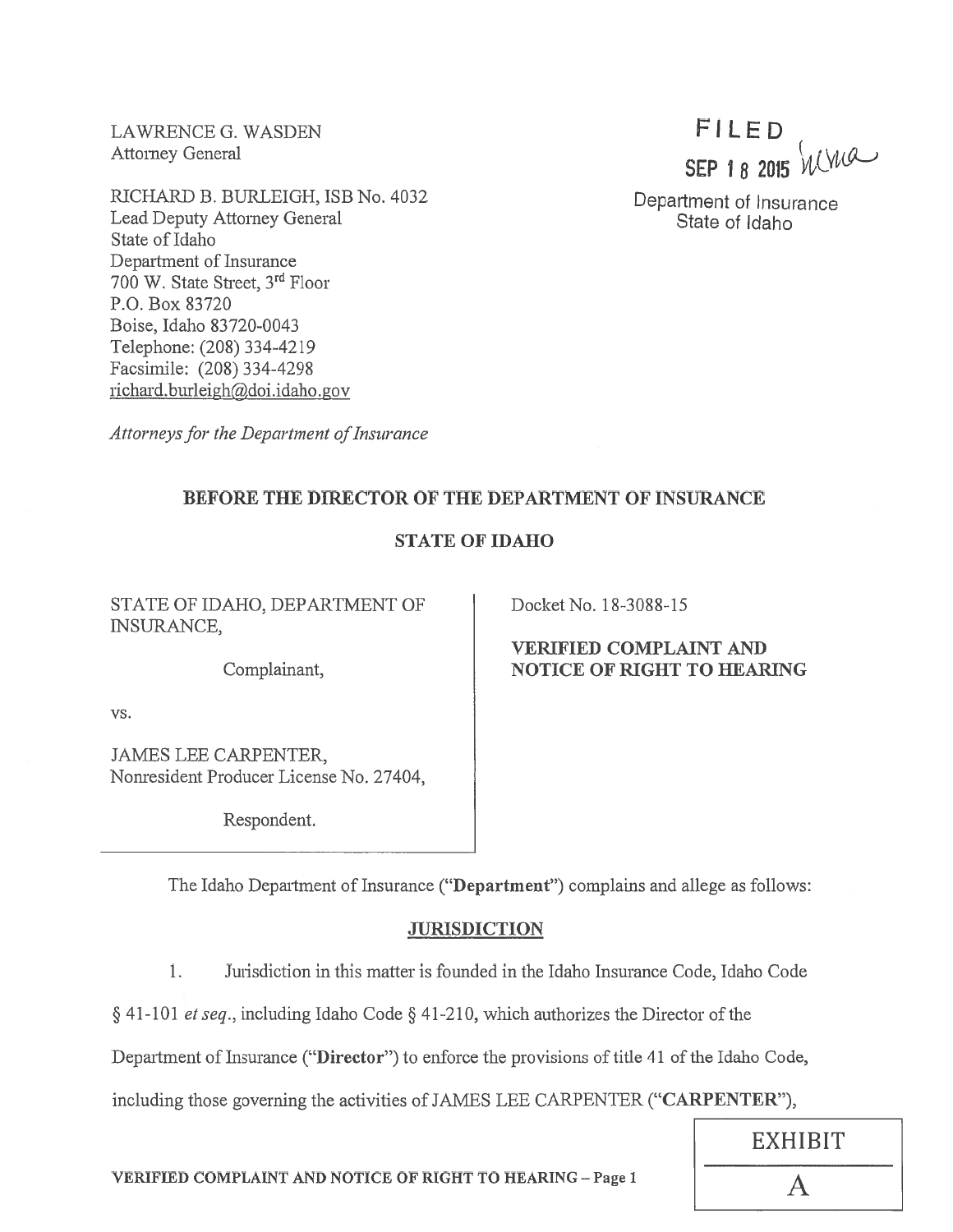LAWRENCE G. WASDEN
Attorney General

RICHARD B. BURLEIGH, ISB No. 4032
Lead Deputy Attorney General
State of Idaho
Department of Insurance
700 W. State Street, 3rd Floor
P.O. Box 83720
Boise, Idaho 83720-0043
Telephone: (208) 334-4219
Facsimile: (208) 334-4298
richard.burleigh@doi.idaho.gov

*Attorneys for the Department of Insurance*

FILED
SEP 18 2015
Department of Insurance
State of Idaho

**BEFORE THE DIRECTOR OF THE DEPARTMENT OF INSURANCE**

**STATE OF IDAHO**

| | |
|---|---|
| STATE OF IDAHO, DEPARTMENT OF INSURANCE,<br><br>Complainant,<br><br>vs.<br><br>JAMES LEE CARPENTER,<br>Nonresident Producer License No. 27404,<br><br>Respondent. | Docket No. 18-3088-15<br><br>**VERIFIED COMPLAINT AND NOTICE OF RIGHT TO HEARING** |

The Idaho Department of Insurance ("**Department**") complains and allege as follows:

## JURISDICTION

1. Jurisdiction in this matter is founded in the Idaho Insurance Code, Idaho Code § 41-101 *et seq*., including Idaho Code § 41-210, which authorizes the Director of the Department of Insurance ("**Director**") to enforce the provisions of title 41 of the Idaho Code, including those governing the activities of JAMES LEE CARPENTER ("**CARPENTER**"),

EXHIBIT A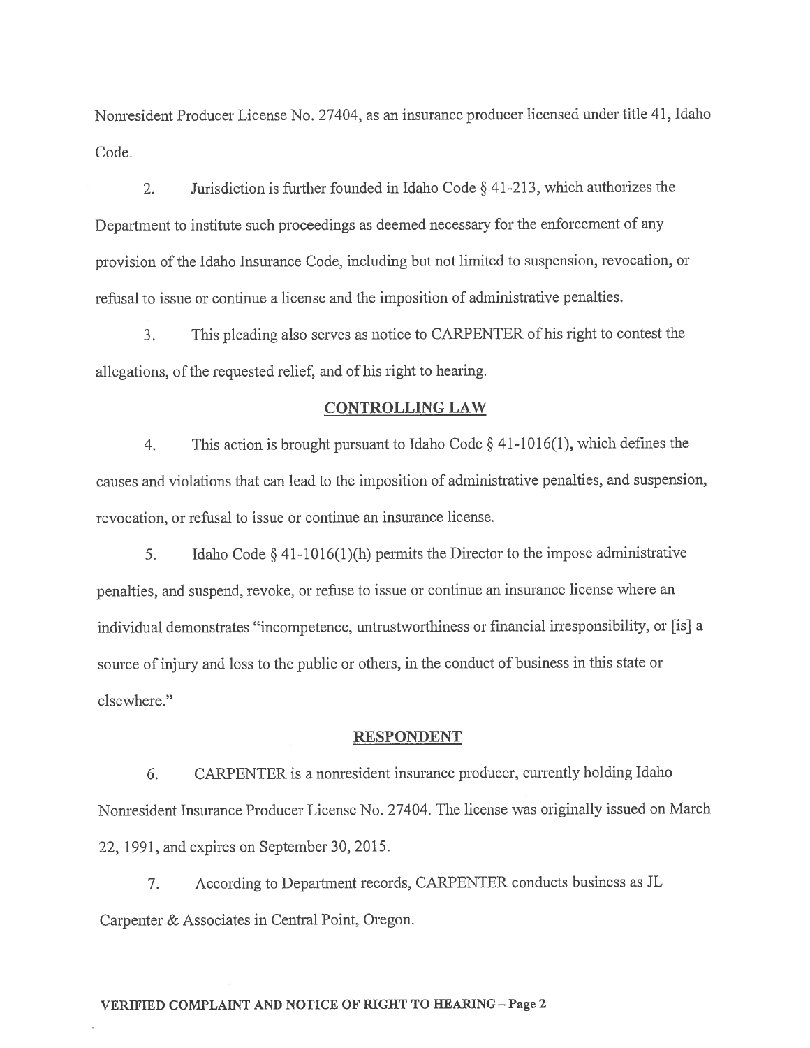Nonresident Producer License No. 27404, as an insurance producer licensed under title 41, Idaho Code.

2. Jurisdiction is further founded in Idaho Code § 41-213, which authorizes the Department to institute such proceedings as deemed necessary for the enforcement of any provision of the Idaho Insurance Code, including but not limited to suspension, revocation, or refusal to issue or continue a license and the imposition of administrative penalties.

3. This pleading also serves as notice to CARPENTER of his right to contest the allegations, of the requested relief, and of his right to hearing.

## CONTROLLING LAW

4. This action is brought pursuant to Idaho Code § 41-1016(1), which defines the causes and violations that can lead to the imposition of administrative penalties, and suspension, revocation, or refusal to issue or continue an insurance license.

5. Idaho Code § 41-1016(1)(h) permits the Director to the impose administrative penalties, and suspend, revoke, or refuse to issue or continue an insurance license where an individual demonstrates "incompetence, untrustworthiness or financial irresponsibility, or [is] a source of injury and loss to the public or others, in the conduct of business in this state or elsewhere."

## RESPONDENT

6. CARPENTER is a nonresident insurance producer, currently holding Idaho Nonresident Insurance Producer License No. 27404. The license was originally issued on March 22, 1991, and expires on September 30, 2015.

7. According to Department records, CARPENTER conducts business as JL Carpenter & Associates in Central Point, Oregon.

**VERIFIED COMPLAINT AND NOTICE OF RIGHT TO HEARING – Page 2**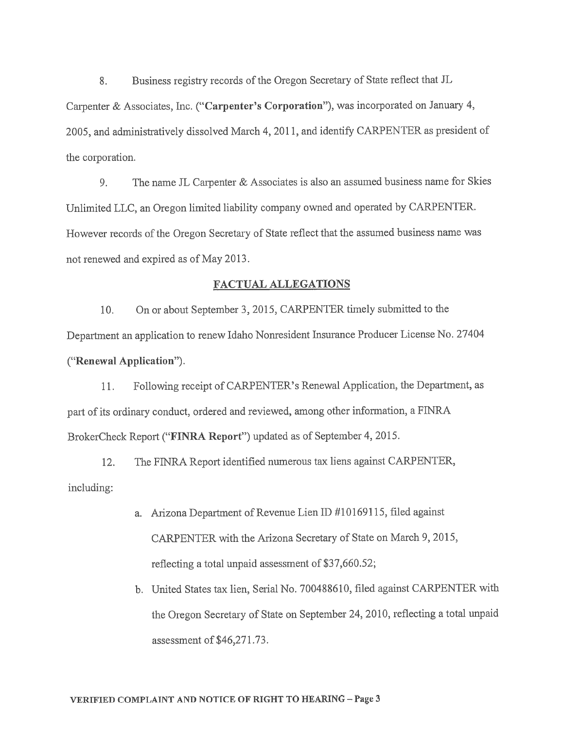8. Business registry records of the Oregon Secretary of State reflect that JL Carpenter & Associates, Inc. ("**Carpenter's Corporation**"), was incorporated on January 4, 2005, and administratively dissolved March 4, 2011, and identify CARPENTER as president of the corporation.

9. The name JL Carpenter & Associates is also an assumed business name for Skies Unlimited LLC, an Oregon limited liability company owned and operated by CARPENTER. However records of the Oregon Secretary of State reflect that the assumed business name was not renewed and expired as of May 2013.

## FACTUAL ALLEGATIONS

10. On or about September 3, 2015, CARPENTER timely submitted to the Department an application to renew Idaho Nonresident Insurance Producer License No. 27404 ("**Renewal Application**").

11. Following receipt of CARPENTER's Renewal Application, the Department, as part of its ordinary conduct, ordered and reviewed, among other information, a FINRA BrokerCheck Report ("**FINRA Report**") updated as of September 4, 2015.

12. The FINRA Report identified numerous tax liens against CARPENTER, including:

   a. Arizona Department of Revenue Lien ID #10169115, filed against CARPENTER with the Arizona Secretary of State on March 9, 2015, reflecting a total unpaid assessment of $37,660.52;

   b. United States tax lien, Serial No. 700488610, filed against CARPENTER with the Oregon Secretary of State on September 24, 2010, reflecting a total unpaid assessment of $46,271.73.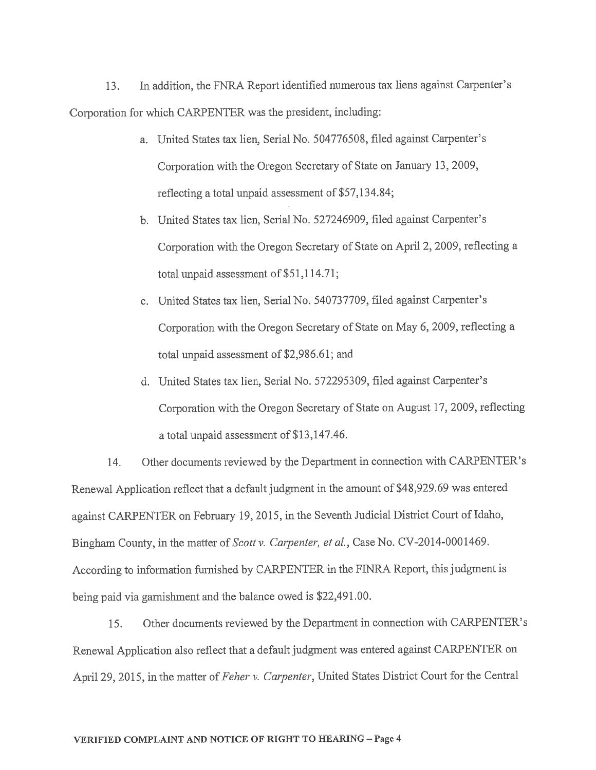13. In addition, the FNRA Report identified numerous tax liens against Carpenter's Corporation for which CARPENTER was the president, including:

   a. United States tax lien, Serial No. 504776508, filed against Carpenter's Corporation with the Oregon Secretary of State on January 13, 2009, reflecting a total unpaid assessment of $57,134.84;

   b. United States tax lien, Serial No. 527246909, filed against Carpenter's Corporation with the Oregon Secretary of State on April 2, 2009, reflecting a total unpaid assessment of $51,114.71;

   c. United States tax lien, Serial No. 540737709, filed against Carpenter's Corporation with the Oregon Secretary of State on May 6, 2009, reflecting a total unpaid assessment of $2,986.61; and

   d. United States tax lien, Serial No. 572295309, filed against Carpenter's Corporation with the Oregon Secretary of State on August 17, 2009, reflecting a total unpaid assessment of $13,147.46.

14. Other documents reviewed by the Department in connection with CARPENTER's Renewal Application reflect that a default judgment in the amount of $48,929.69 was entered against CARPENTER on February 19, 2015, in the Seventh Judicial District Court of Idaho, Bingham County, in the matter of *Scott v. Carpenter, et al.*, Case No. CV-2014-0001469. According to information furnished by CARPENTER in the FINRA Report, this judgment is being paid via garnishment and the balance owed is $22,491.00.

15. Other documents reviewed by the Department in connection with CARPENTER's Renewal Application also reflect that a default judgment was entered against CARPENTER on April 29, 2015, in the matter of *Feher v. Carpenter*, United States District Court for the Central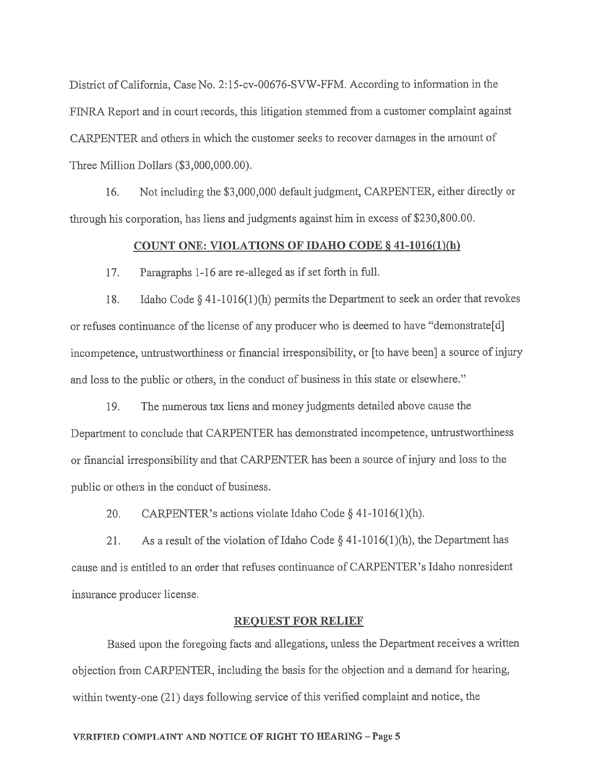District of California, Case No. 2:15-cv-00676-SVW-FFM. According to information in the FINRA Report and in court records, this litigation stemmed from a customer complaint against CARPENTER and others in which the customer seeks to recover damages in the amount of Three Million Dollars ($3,000,000.00).

16. Not including the $3,000,000 default judgment, CARPENTER, either directly or through his corporation, has liens and judgments against him in excess of $230,800.00.

## COUNT ONE: VIOLATIONS OF IDAHO CODE § 41-1016(1)(h)

17. Paragraphs 1-16 are re-alleged as if set forth in full.

18. Idaho Code § 41-1016(1)(h) permits the Department to seek an order that revokes or refuses continuance of the license of any producer who is deemed to have "demonstrate[d] incompetence, untrustworthiness or financial irresponsibility, or [to have been] a source of injury and loss to the public or others, in the conduct of business in this state or elsewhere."

19. The numerous tax liens and money judgments detailed above cause the Department to conclude that CARPENTER has demonstrated incompetence, untrustworthiness or financial irresponsibility and that CARPENTER has been a source of injury and loss to the public or others in the conduct of business.

20. CARPENTER's actions violate Idaho Code § 41-1016(1)(h).

21. As a result of the violation of Idaho Code § 41-1016(1)(h), the Department has cause and is entitled to an order that refuses continuance of CARPENTER's Idaho nonresident insurance producer license.

## REQUEST FOR RELIEF

Based upon the foregoing facts and allegations, unless the Department receives a written objection from CARPENTER, including the basis for the objection and a demand for hearing, within twenty-one (21) days following service of this verified complaint and notice, the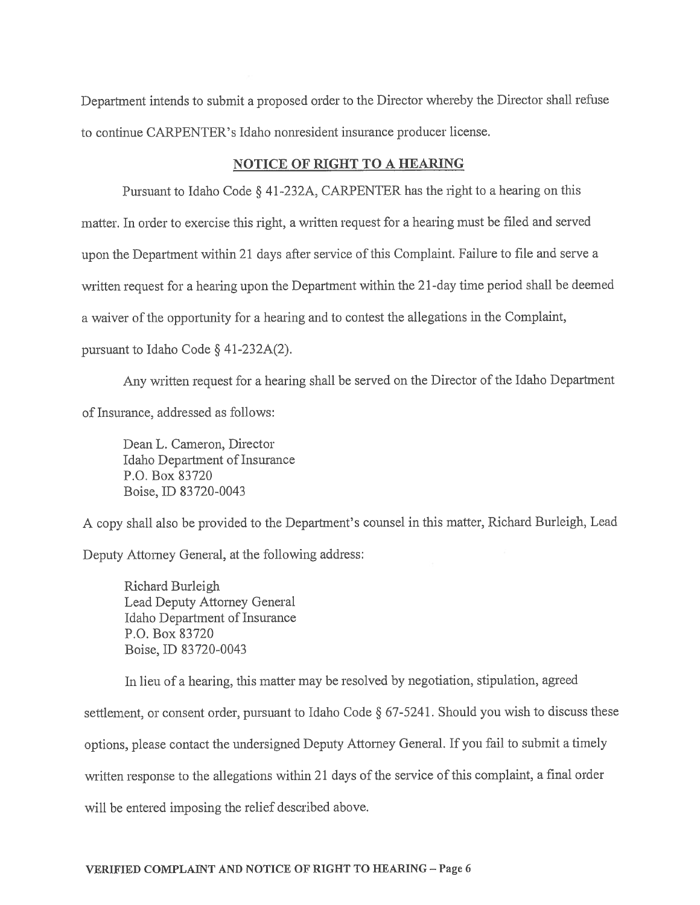Department intends to submit a proposed order to the Director whereby the Director shall refuse to continue CARPENTER's Idaho nonresident insurance producer license.

## NOTICE OF RIGHT TO A HEARING

Pursuant to Idaho Code § 41-232A, CARPENTER has the right to a hearing on this matter. In order to exercise this right, a written request for a hearing must be filed and served upon the Department within 21 days after service of this Complaint. Failure to file and serve a written request for a hearing upon the Department within the 21-day time period shall be deemed a waiver of the opportunity for a hearing and to contest the allegations in the Complaint, pursuant to Idaho Code § 41-232A(2).

Any written request for a hearing shall be served on the Director of the Idaho Department of Insurance, addressed as follows:

Dean L. Cameron, Director
Idaho Department of Insurance
P.O. Box 83720
Boise, ID 83720-0043

A copy shall also be provided to the Department's counsel in this matter, Richard Burleigh, Lead Deputy Attorney General, at the following address:

Richard Burleigh
Lead Deputy Attorney General
Idaho Department of Insurance
P.O. Box 83720
Boise, ID 83720-0043

In lieu of a hearing, this matter may be resolved by negotiation, stipulation, agreed settlement, or consent order, pursuant to Idaho Code § 67-5241. Should you wish to discuss these options, please contact the undersigned Deputy Attorney General. If you fail to submit a timely written response to the allegations within 21 days of the service of this complaint, a final order will be entered imposing the relief described above.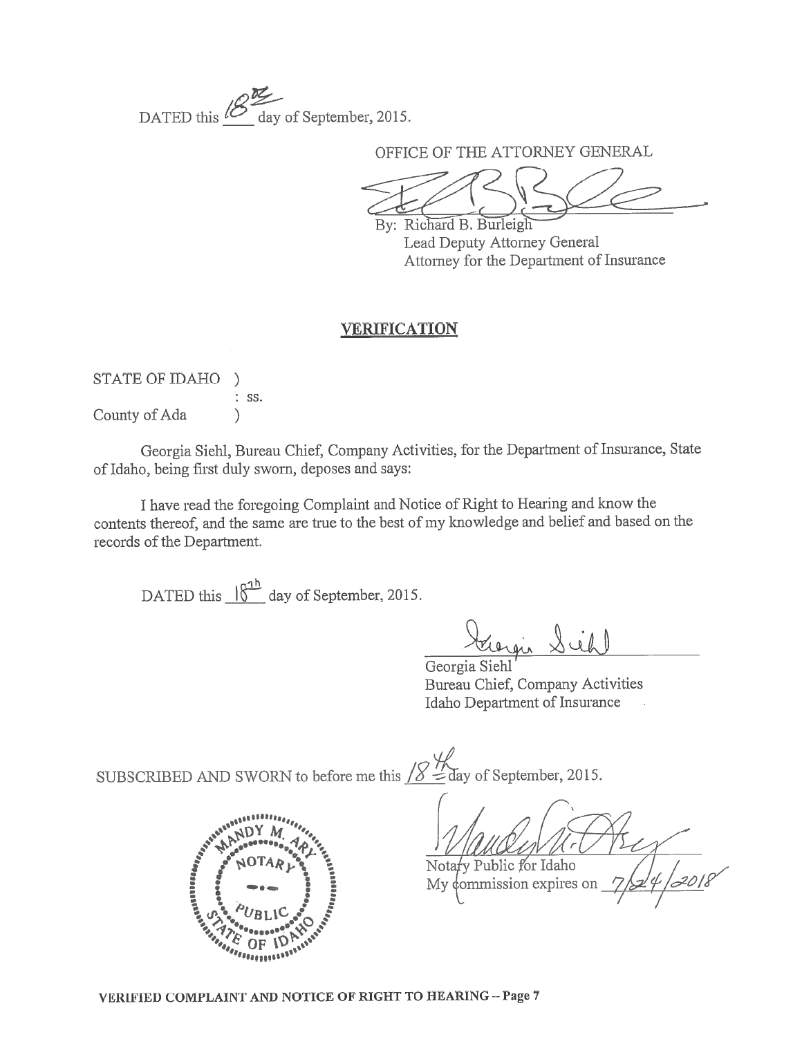DATED this 18th day of September, 2015.

OFFICE OF THE ATTORNEY GENERAL

By: Richard B. Burleigh
Lead Deputy Attorney General
Attorney for the Department of Insurance

## VERIFICATION

STATE OF IDAHO )
: ss.
County of Ada )

Georgia Siehl, Bureau Chief, Company Activities, for the Department of Insurance, State of Idaho, being first duly sworn, deposes and says:

I have read the foregoing Complaint and Notice of Right to Hearing and know the contents thereof, and the same are true to the best of my knowledge and belief and based on the records of the Department.

DATED this 18th day of September, 2015.

Georgia Siehl
Bureau Chief, Company Activities
Idaho Department of Insurance

SUBSCRIBED AND SWORN to before me this 18th day of September, 2015.

MANDY M. ARY
NOTARY
PUBLIC
STATE OF IDAHO

Notary Public for Idaho
My commission expires on 7/24/2018

**VERIFIED COMPLAINT AND NOTICE OF RIGHT TO HEARING – Page 7**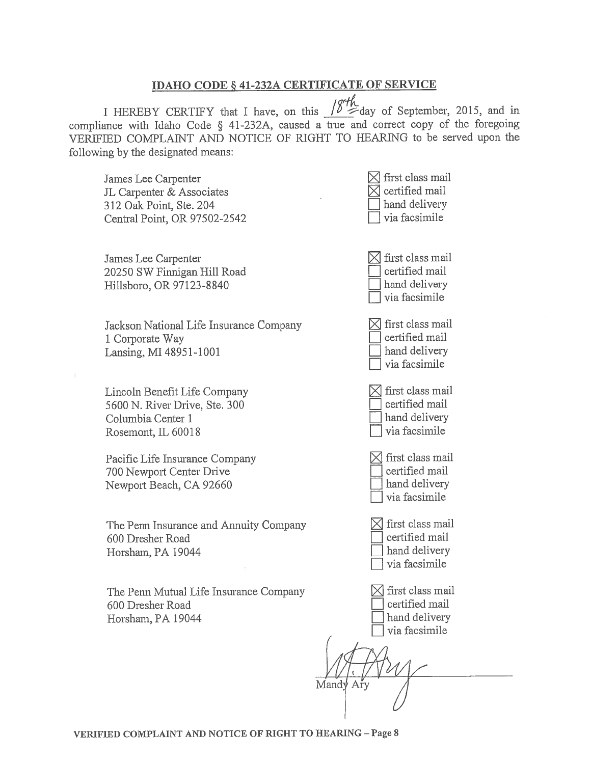## IDAHO CODE § 41-232A CERTIFICATE OF SERVICE

I HEREBY CERTIFY that I have, on this 18th day of September, 2015, and in compliance with Idaho Code § 41-232A, caused a true and correct copy of the foregoing VERIFIED COMPLAINT AND NOTICE OF RIGHT TO HEARING to be served upon the following by the designated means:

| | |
|---|---|
| James Lee Carpenter<br>JL Carpenter & Associates<br>312 Oak Point, Ste. 204<br>Central Point, OR 97502-2542 | ☒ first class mail<br>☒ certified mail<br>☐ hand delivery<br>☐ via facsimile |
| James Lee Carpenter<br>20250 SW Finnigan Hill Road<br>Hillsboro, OR 97123-8840 | ☒ first class mail<br>☐ certified mail<br>☐ hand delivery<br>☐ via facsimile |
| Jackson National Life Insurance Company<br>1 Corporate Way<br>Lansing, MI 48951-1001 | ☒ first class mail<br>☐ certified mail<br>☐ hand delivery<br>☐ via facsimile |
| Lincoln Benefit Life Company<br>5600 N. River Drive, Ste. 300<br>Columbia Center 1<br>Rosemont, IL 60018 | ☒ first class mail<br>☐ certified mail<br>☐ hand delivery<br>☐ via facsimile |
| Pacific Life Insurance Company<br>700 Newport Center Drive<br>Newport Beach, CA 92660 | ☒ first class mail<br>☐ certified mail<br>☐ hand delivery<br>☐ via facsimile |
| The Penn Insurance and Annuity Company<br>600 Dresher Road<br>Horsham, PA 19044 | ☒ first class mail<br>☐ certified mail<br>☐ hand delivery<br>☐ via facsimile |
| The Penn Mutual Life Insurance Company<br>600 Dresher Road<br>Horsham, PA 19044 | ☒ first class mail<br>☐ certified mail<br>☐ hand delivery<br>☐ via facsimile |

Mandy Ary

VERIFIED COMPLAINT AND NOTICE OF RIGHT TO HEARING – Page 8